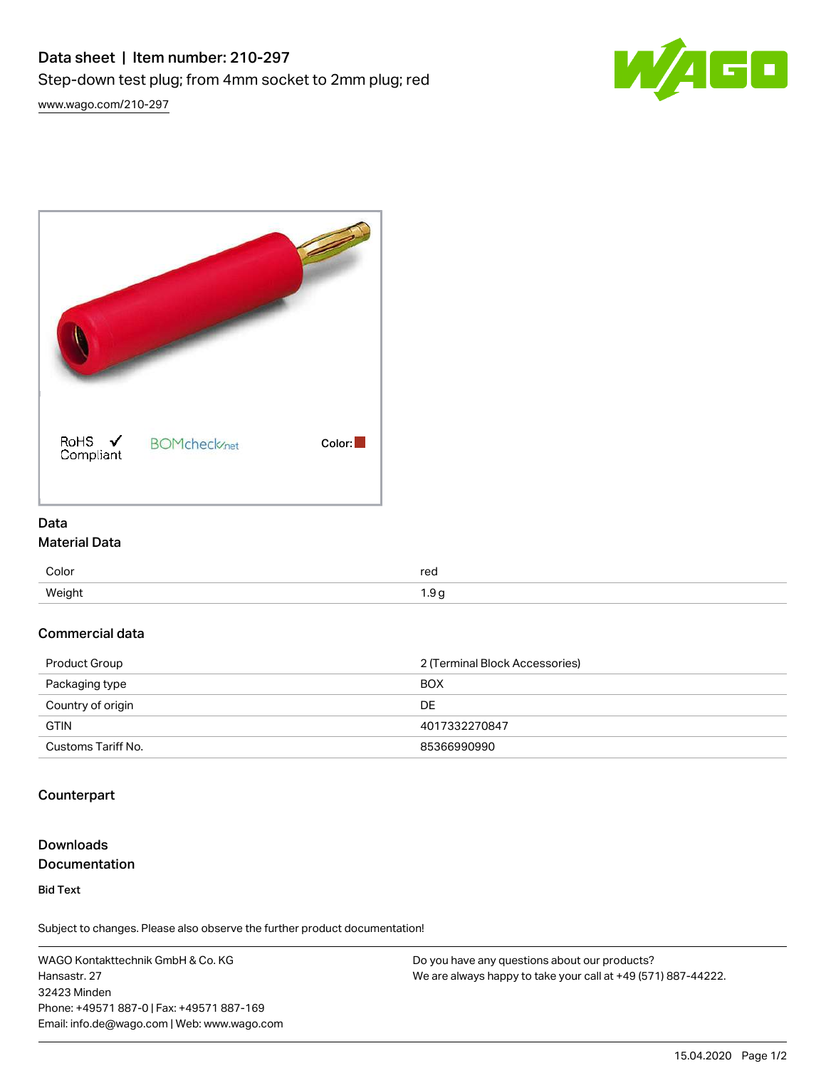# Data sheet | Item number: 210-297

Step-down test plug; from 4mm socket to 2mm plug; red

www.wago.com/210-297

RoHS Compliant

BOMcheck.net

Color:

## Data

### Material Data

| | |
|---|---|
| Color | red |
| Weight | 1.9 g |

### Commercial data

| | |
|---|---|
| Product Group | 2 (Terminal Block Accessories) |
| Packaging type | BOX |
| Country of origin | DE |
| GTIN | 4017332270847 |
| Customs Tariff No. | 85366990990 |

### Counterpart

### Downloads

### Documentation

**Bid Text**

Subject to changes. Please also observe the further product documentation!

WAGO Kontakttechnik GmbH & Co. KG
Hansastr. 27
32423 Minden
Phone: +49571 887-0 | Fax: +49571 887-169
Email: info.de@wago.com | Web: www.wago.com

Do you have any questions about our products?
We are always happy to take your call at +49 (571) 887-44222.

15.04.2020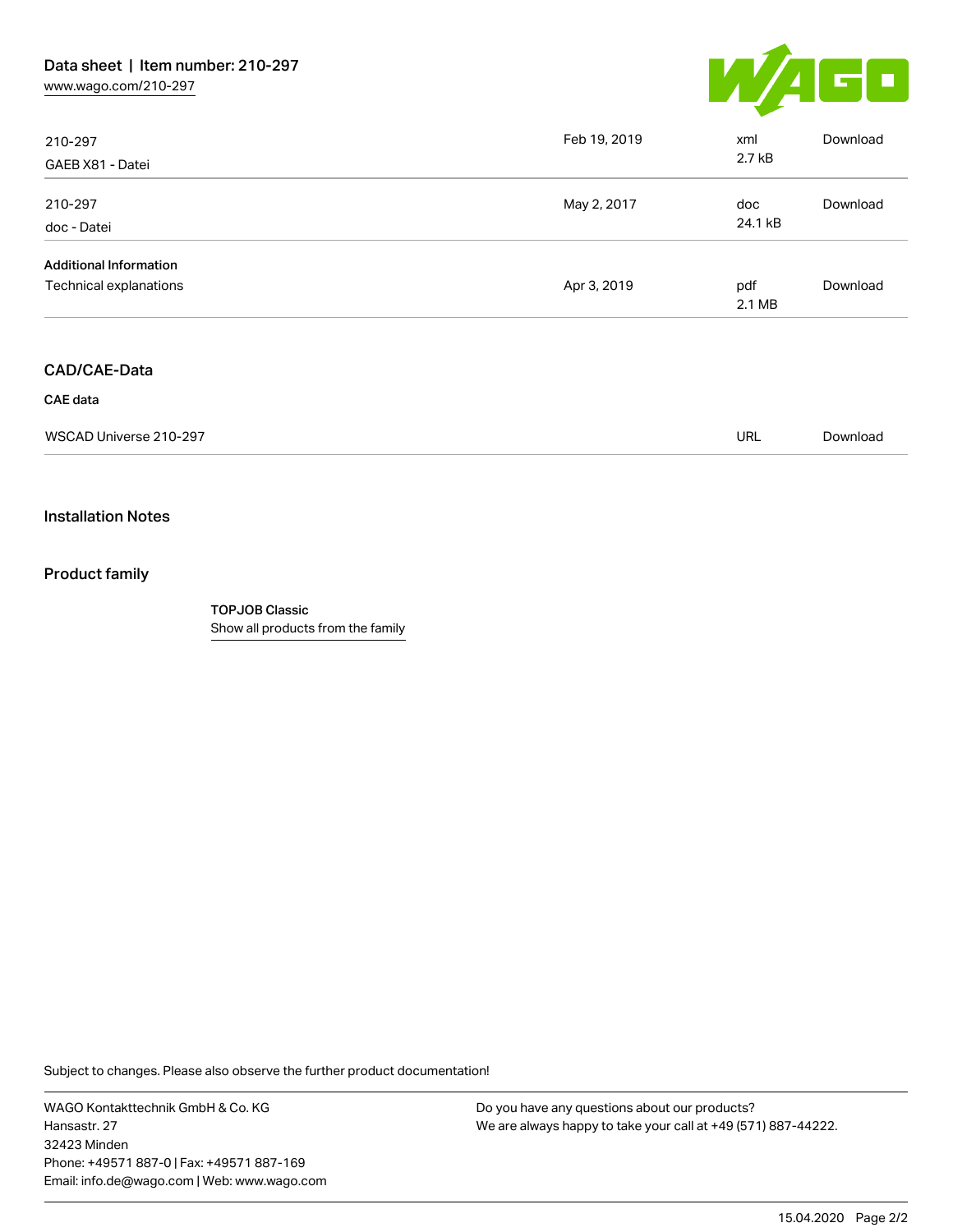| | | | |
|---|---|---|---|
| 210-297<br>GAEB X81 - Datei | Feb 19, 2019 | xml<br>2.7 kB | Download |
| 210-297<br>doc - Datei | May 2, 2017 | doc<br>24.1 kB | Download |

**Additional Information**

| | | | |
|---|---|---|---|
| Technical explanations | Apr 3, 2019 | pdf<br>2.1 MB | Download |

## CAD/CAE-Data

**CAE data**

| | | |
|---|---|---|
| WSCAD Universe 210-297 | URL | Download |

## Installation Notes

## Product family

**TOPJOB Classic**
Show all products from the family

Subject to changes. Please also observe the further product documentation!

WAGO Kontakttechnik GmbH & Co. KG
Hansastr. 27
32423 Minden
Phone: +49571 887-0 | Fax: +49571 887-169
Email: info.de@wago.com | Web: www.wago.com

Do you have any questions about our products?
We are always happy to take your call at +49 (571) 887-44222.